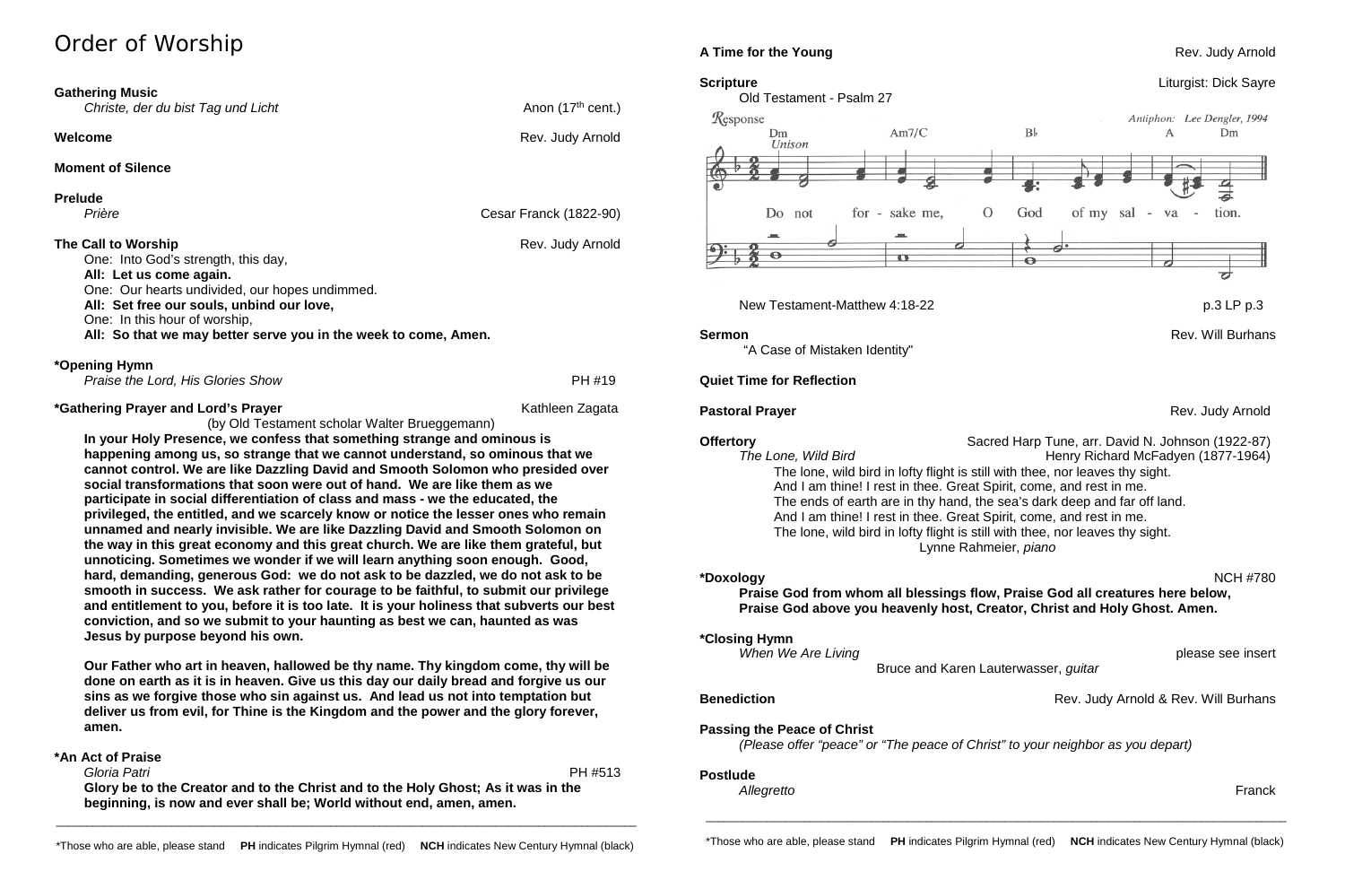# Order of Worship

**Gathering Music**
*Christe, der du bist Tag und Licht* — Anon (17th cent.)

**Welcome** — Rev. Judy Arnold

**Moment of Silence**

**Prelude**
*Prière* — Cesar Franck (1822-90)

**The Call to Worship** — Rev. Judy Arnold

One: Into God's strength, this day,
**All: Let us come again.**
One: Our hearts undivided, our hopes undimmed.
**All: Set free our souls, unbind our love,**
One: In this hour of worship,
**All: So that we may better serve you in the week to come, Amen.**

**\*Opening Hymn**
*Praise the Lord, His Glories Show* — PH #19

**\*Gathering Prayer and Lord's Prayer** — Kathleen Zagata
(by Old Testament scholar Walter Brueggemann)

**In your Holy Presence, we confess that something strange and ominous is happening among us, so strange that we cannot understand, so ominous that we cannot control. We are like Dazzling David and Smooth Solomon who presided over social transformations that soon were out of hand. We are like them as we participate in social differentiation of class and mass - we the educated, the privileged, the entitled, and we scarcely know or notice the lesser ones who remain unnamed and nearly invisible. We are like Dazzling David and Smooth Solomon on the way in this great economy and this great church. We are like them grateful, but unnoticing. Sometimes we wonder if we will learn anything soon enough. Good, hard, demanding, generous God: we do not ask to be dazzled, we do not ask to be smooth in success. We ask rather for courage to be faithful, to submit our privilege and entitlement to you, before it is too late. It is your holiness that subverts our best conviction, and so we submit to your haunting as best we can, haunted as was Jesus by purpose beyond his own.**

**Our Father who art in heaven, hallowed be thy name. Thy kingdom come, thy will be done on earth as it is in heaven. Give us this day our daily bread and forgive us our sins as we forgive those who sin against us. And lead us not into temptation but deliver us from evil, for Thine is the Kingdom and the power and the glory forever, amen.**

**\*An Act of Praise**
*Gloria Patri* — PH #513

**Glory be to the Creator and to the Christ and to the Holy Ghost; As it was in the beginning, is now and ever shall be; World without end, amen, amen.**

\*Those who are able, please stand **PH** indicates Pilgrim Hymnal (red) **NCH** indicates New Century Hymnal (black)

**A Time for the Young** — Rev. Judy Arnold

**Scripture** — Liturgist: Dick Sayre

Old Testament - Psalm 27

Response — Antiphon: Lee Dengler, 1994
Unison
Do not forsake me, O God of my salvation.

New Testament-Matthew 4:18-22 — p.3 LP p.3

**Sermon** — Rev. Will Burhans
"A Case of Mistaken Identity"

**Quiet Time for Reflection**

**Pastoral Prayer** — Rev. Judy Arnold

**Offertory** — Sacred Harp Tune, arr. David N. Johnson (1922-87)
*The Lone, Wild Bird* — Henry Richard McFadyen (1877-1964)

The lone, wild bird in lofty flight is still with thee, nor leaves thy sight.
And I am thine! I rest in thee. Great Spirit, come, and rest in me.
The ends of earth are in thy hand, the sea's dark deep and far off land.
And I am thine! I rest in thee. Great Spirit, come, and rest in me.
The lone, wild bird in lofty flight is still with thee, nor leaves thy sight.

Lynne Rahmeier, *piano*

**\*Doxology** — NCH #780

**Praise God from whom all blessings flow, Praise God all creatures here below, Praise God above you heavenly host, Creator, Christ and Holy Ghost. Amen.**

**\*Closing Hymn**
*When We Are Living* — please see insert
Bruce and Karen Lauterwasser, *guitar*

**Benediction** — Rev. Judy Arnold & Rev. Will Burhans

**Passing the Peace of Christ**
*(Please offer "peace" or "The peace of Christ" to your neighbor as you depart)*

**Postlude**
*Allegretto* — Franck

\*Those who are able, please stand **PH** indicates Pilgrim Hymnal (red) **NCH** indicates New Century Hymnal (black)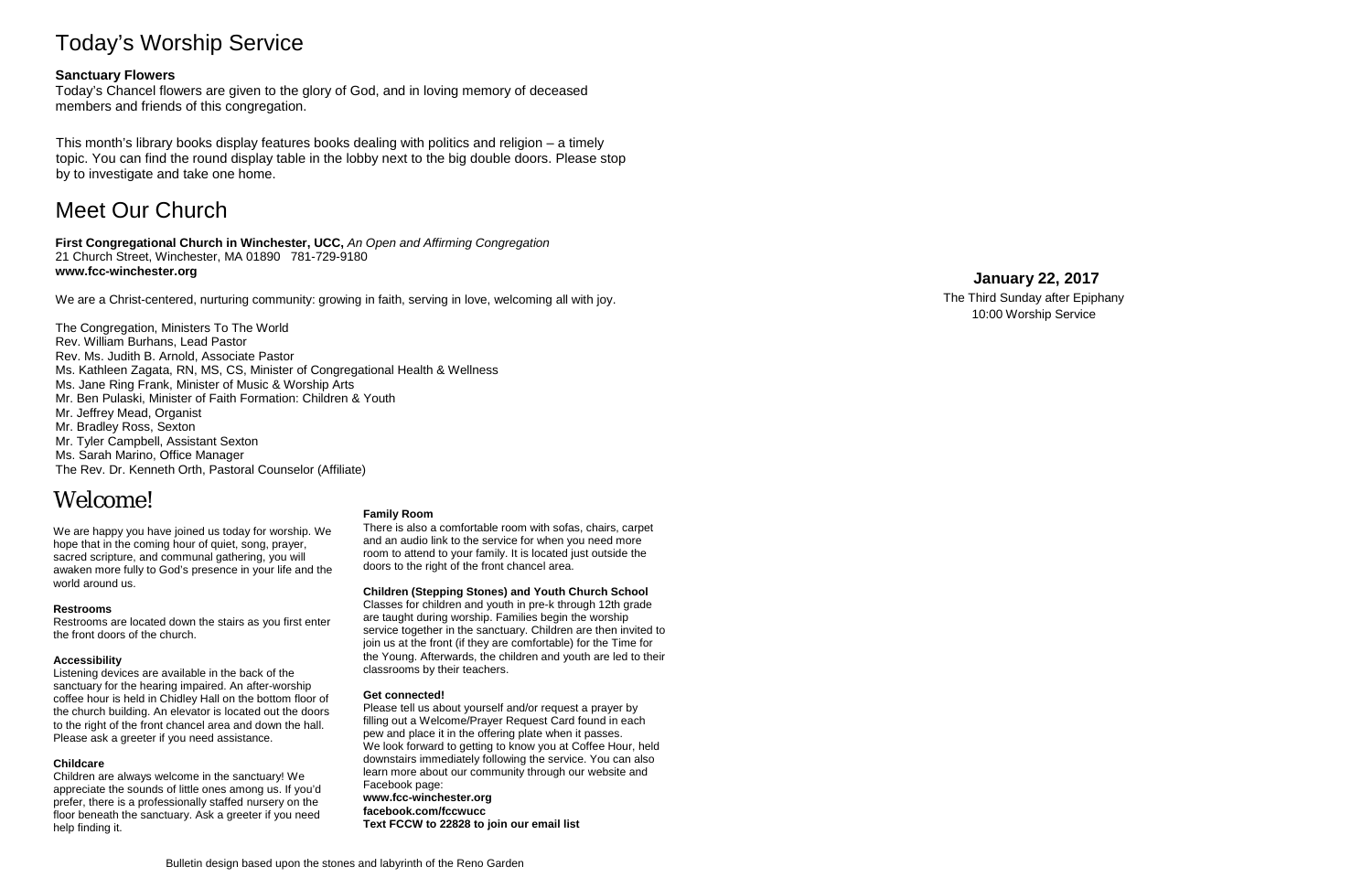# Today's Worship Service

**Sanctuary Flowers**
Today's Chancel flowers are given to the glory of God, and in loving memory of deceased members and friends of this congregation.

This month's library books display features books dealing with politics and religion – a timely topic. You can find the round display table in the lobby next to the big double doors. Please stop by to investigate and take one home.

# Meet Our Church

**First Congregational Church in Winchester, UCC,** *An Open and Affirming Congregation*
21 Church Street, Winchester, MA 01890 781-729-9180
**www.fcc-winchester.org**

We are a Christ-centered, nurturing community: growing in faith, serving in love, welcoming all with joy.

The Congregation, Ministers To The World
Rev. William Burhans, Lead Pastor
Rev. Ms. Judith B. Arnold, Associate Pastor
Ms. Kathleen Zagata, RN, MS, CS, Minister of Congregational Health & Wellness
Ms. Jane Ring Frank, Minister of Music & Worship Arts
Mr. Ben Pulaski, Minister of Faith Formation: Children & Youth
Mr. Jeffrey Mead, Organist
Mr. Bradley Ross, Sexton
Mr. Tyler Campbell, Assistant Sexton
Ms. Sarah Marino, Office Manager
The Rev. Dr. Kenneth Orth, Pastoral Counselor (Affiliate)

# Welcome!

We are happy you have joined us today for worship. We hope that in the coming hour of quiet, song, prayer, sacred scripture, and communal gathering, you will awaken more fully to God's presence in your life and the world around us.

**Restrooms**
Restrooms are located down the stairs as you first enter the front doors of the church.

**Accessibility**
Listening devices are available in the back of the sanctuary for the hearing impaired. An after-worship coffee hour is held in Chidley Hall on the bottom floor of the church building. An elevator is located out the doors to the right of the front chancel area and down the hall. Please ask a greeter if you need assistance.

**Childcare**
Children are always welcome in the sanctuary! We appreciate the sounds of little ones among us. If you'd prefer, there is a professionally staffed nursery on the floor beneath the sanctuary. Ask a greeter if you need help finding it.

**Family Room**
There is also a comfortable room with sofas, chairs, carpet and an audio link to the service for when you need more room to attend to your family. It is located just outside the doors to the right of the front chancel area.

**Children (Stepping Stones) and Youth Church School**
Classes for children and youth in pre-k through 12th grade are taught during worship. Families begin the worship service together in the sanctuary. Children are then invited to join us at the front (if they are comfortable) for the Time for the Young. Afterwards, the children and youth are led to their classrooms by their teachers.

**Get connected!**
Please tell us about yourself and/or request a prayer by filling out a Welcome/Prayer Request Card found in each pew and place it in the offering plate when it passes. We look forward to getting to know you at Coffee Hour, held downstairs immediately following the service. You can also learn more about our community through our website and Facebook page:
**www.fcc-winchester.org**
**facebook.com/fccwucc**
**Text FCCW to 22828 to join our email list**

Bulletin design based upon the stones and labyrinth of the Reno Garden

**January 22, 2017**
The Third Sunday after Epiphany
10:00 Worship Service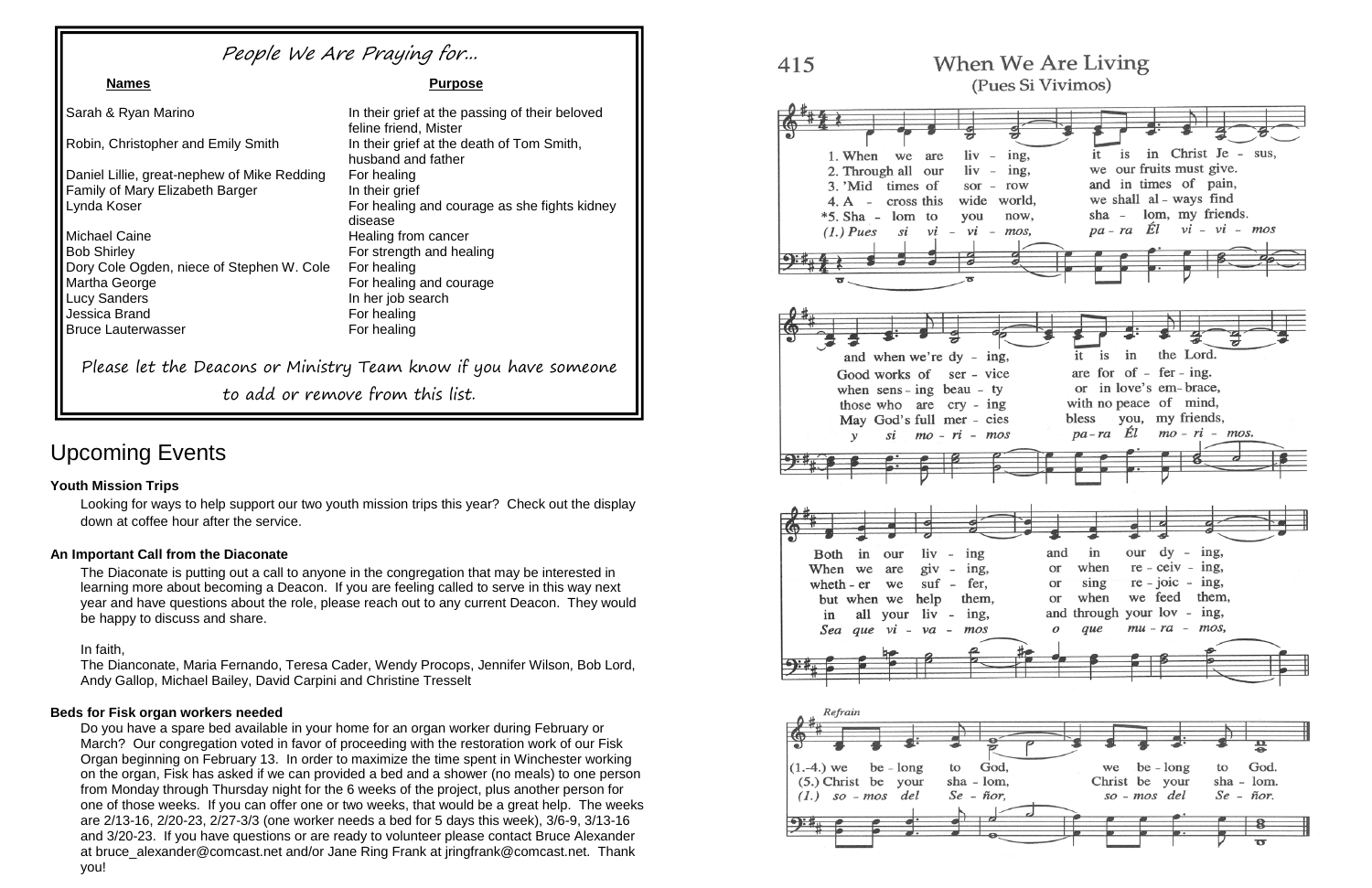## People We Are Praying for...

| Names | Purpose |
|---|---|
| Sarah & Ryan Marino | In their grief at the passing of their beloved feline friend, Mister |
| Robin, Christopher and Emily Smith | In their grief at the death of Tom Smith, husband and father |
| Daniel Lillie, great-nephew of Mike Redding | For healing |
| Family of Mary Elizabeth Barger | In their grief |
| Lynda Koser | For healing and courage as she fights kidney disease |
| Michael Caine | Healing from cancer |
| Bob Shirley | For strength and healing |
| Dory Cole Ogden, niece of Stephen W. Cole | For healing |
| Martha George | For healing and courage |
| Lucy Sanders | In her job search |
| Jessica Brand | For healing |
| Bruce Lauterwasser | For healing |

Please let the Deacons or Ministry Team know if you have someone to add or remove from this list.

# Upcoming Events

### Youth Mission Trips

Looking for ways to help support our two youth mission trips this year? Check out the display down at coffee hour after the service.

### An Important Call from the Diaconate

The Diaconate is putting out a call to anyone in the congregation that may be interested in learning more about becoming a Deacon. If you are feeling called to serve in this way next year and have questions about the role, please reach out to any current Deacon. They would be happy to discuss and share.

In faith,
The Dianconate, Maria Fernando, Teresa Cader, Wendy Procops, Jennifer Wilson, Bob Lord, Andy Gallop, Michael Bailey, David Carpini and Christine Tresselt

### Beds for Fisk organ workers needed

Do you have a spare bed available in your home for an organ worker during February or March? Our congregation voted in favor of proceeding with the restoration work of our Fisk Organ beginning on February 13. In order to maximize the time spent in Winchester working on the organ, Fisk has asked if we can provided a bed and a shower (no meals) to one person from Monday through Thursday night for the 6 weeks of the project, plus another person for one of those weeks. If you can offer one or two weeks, that would be a great help. The weeks are 2/13-16, 2/20-23, 2/27-3/3 (one worker needs a bed for 5 days this week), 3/6-9, 3/13-16 and 3/20-23. If you have questions or are ready to volunteer please contact Bruce Alexander at bruce_alexander@comcast.net and/or Jane Ring Frank at jringfrank@comcast.net. Thank you!

## 415 When We Are Living
(Pues Si Vivimos)

1. When we are living, it is in Christ Jesus, and when we're dying, it is in the Lord. Both in our living and in our dying,
2. Through all our living, we our fruits must give. Good works of service are for offering. When we are giving, or when receiving,
3. 'Mid times of sorrow and in times of pain, when sensing beauty or in love's embrace, whether we suffer, or sing rejoicing,
4. Across this wide world, we shall always find those who are crying with no peace of mind, but when we help them, or when we feed them,
\*5. Shalom to you now, shalom, my friends. May God's full mercies bless you, my friends, in all your living and through your loving,
(1.) *Pues si vivimos, para Él vivimos, y si morimos para Él morimos. Sea que vivamos o que muramos,*

*Refrain*
(1.-4.) we belong to God, we belong to God.
(5.) Christ be your shalom, Christ be your shalom.
(1.) *somos del Señor, somos del Señor.*